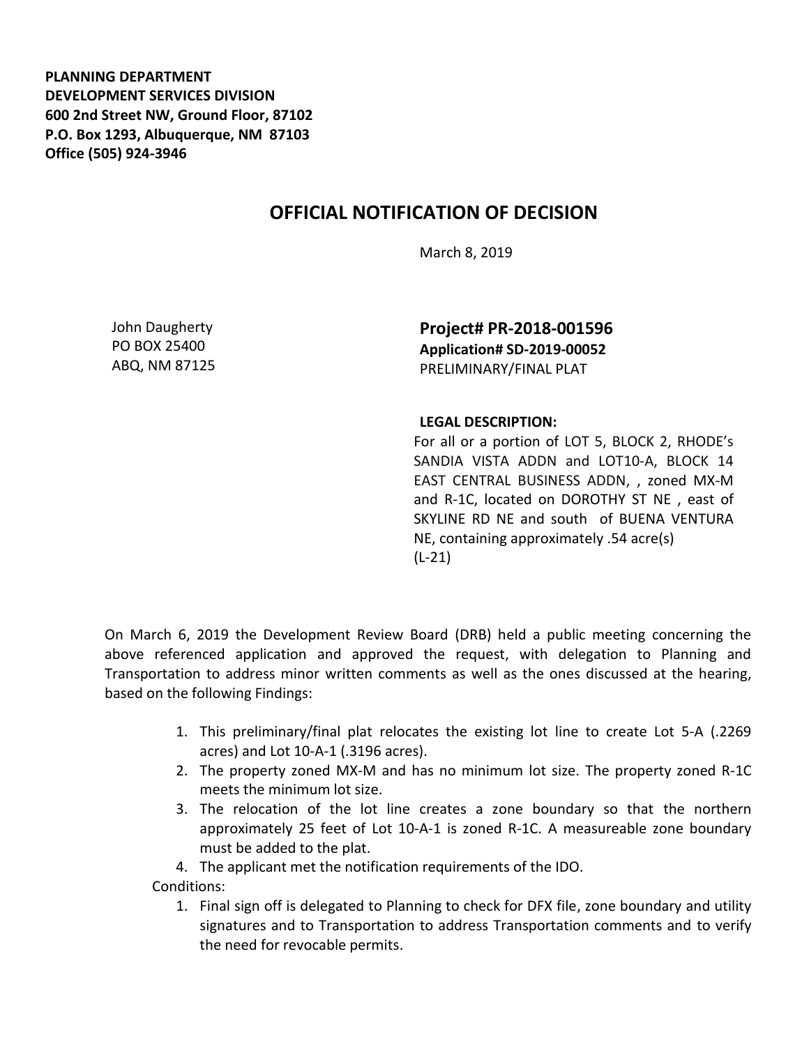**PLANNING DEPARTMENT**
**DEVELOPMENT SERVICES DIVISION**
**600 2nd Street NW, Ground Floor, 87102**
**P.O. Box 1293, Albuquerque, NM 87103**
**Office (505) 924-3946**

# OFFICIAL NOTIFICATION OF DECISION

March 8, 2019

John Daugherty
PO BOX 25400
ABQ, NM 87125

**Project# PR-2018-001596**
**Application# SD-2019-00052**
PRELIMINARY/FINAL PLAT

**LEGAL DESCRIPTION:**
For all or a portion of LOT 5, BLOCK 2, RHODE's SANDIA VISTA ADDN and LOT10-A, BLOCK 14 EAST CENTRAL BUSINESS ADDN, , zoned MX-M and R-1C, located on DOROTHY ST NE , east of SKYLINE RD NE and south of BUENA VENTURA NE, containing approximately .54 acre(s)
(L-21)

On March 6, 2019 the Development Review Board (DRB) held a public meeting concerning the above referenced application and approved the request, with delegation to Planning and Transportation to address minor written comments as well as the ones discussed at the hearing, based on the following Findings:

1. This preliminary/final plat relocates the existing lot line to create Lot 5-A (.2269 acres) and Lot 10-A-1 (.3196 acres).
2. The property zoned MX-M and has no minimum lot size. The property zoned R-1C meets the minimum lot size.
3. The relocation of the lot line creates a zone boundary so that the northern approximately 25 feet of Lot 10-A-1 is zoned R-1C. A measureable zone boundary must be added to the plat.
4. The applicant met the notification requirements of the IDO.

Conditions:

1. Final sign off is delegated to Planning to check for DFX file, zone boundary and utility signatures and to Transportation to address Transportation comments and to verify the need for revocable permits.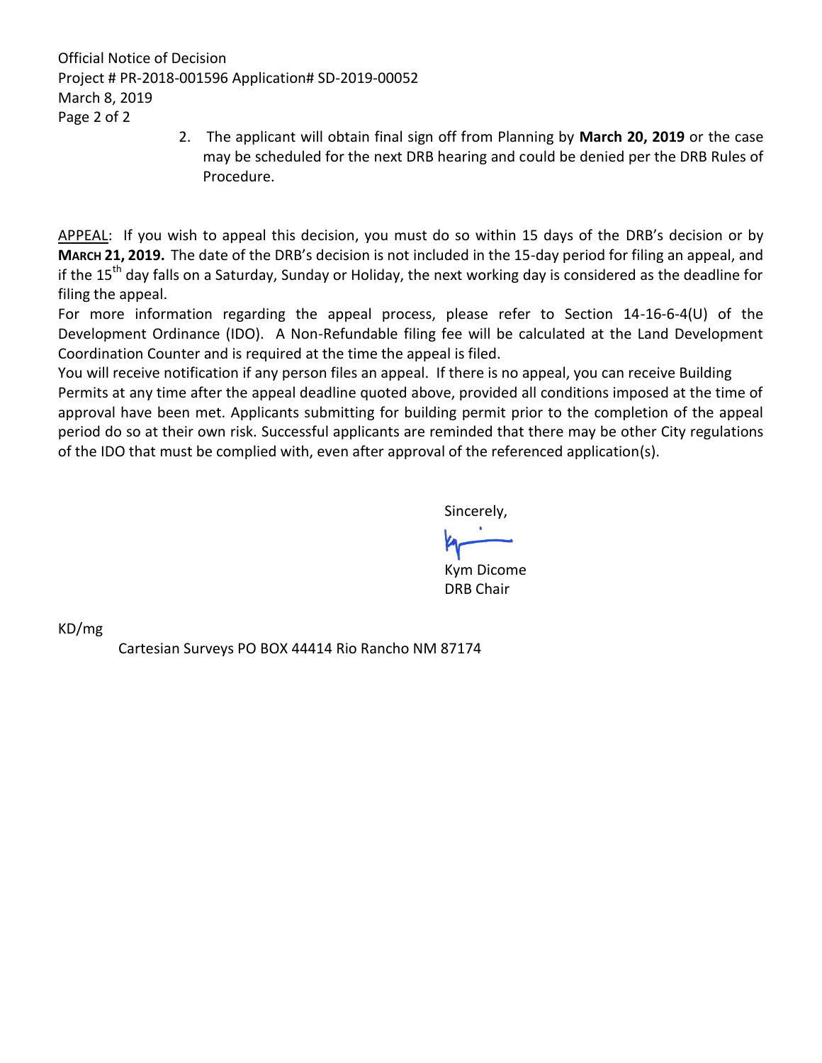2. The applicant will obtain final sign off from Planning by **March 20, 2019** or the case may be scheduled for the next DRB hearing and could be denied per the DRB Rules of Procedure.

APPEAL: If you wish to appeal this decision, you must do so within 15 days of the DRB's decision or by **MARCH 21, 2019.** The date of the DRB's decision is not included in the 15-day period for filing an appeal, and if the 15th day falls on a Saturday, Sunday or Holiday, the next working day is considered as the deadline for filing the appeal.

For more information regarding the appeal process, please refer to Section 14-16-6-4(U) of the Development Ordinance (IDO). A Non-Refundable filing fee will be calculated at the Land Development Coordination Counter and is required at the time the appeal is filed.

You will receive notification if any person files an appeal. If there is no appeal, you can receive Building Permits at any time after the appeal deadline quoted above, provided all conditions imposed at the time of approval have been met. Applicants submitting for building permit prior to the completion of the appeal period do so at their own risk. Successful applicants are reminded that there may be other City regulations of the IDO that must be complied with, even after approval of the referenced application(s).

Sincerely,

Kym Dicome
DRB Chair

KD/mg

Cartesian Surveys PO BOX 44414 Rio Rancho NM 87174